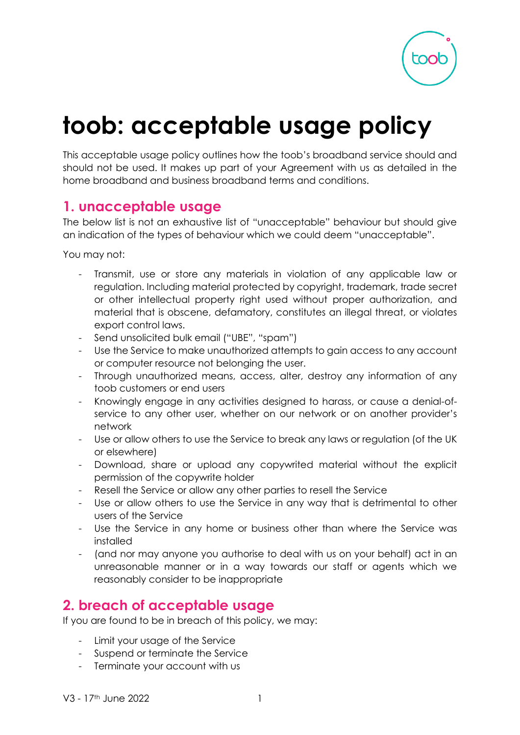# toob: acceptable usage policy

This acceptable usage policy outlines how the toob's broadband service should and should not be used. It makes up part of your Agreement with us as detailed in the home broadband and business broadband terms and conditions.

## 1. unacceptable usage

The below list is not an exhaustive list of "unacceptable" behaviour but should give an indication of the types of behaviour which we could deem "unacceptable".

You may not:

- Transmit, use or store any materials in violation of any applicable law or regulation. Including material protected by copyright, trademark, trade secret or other intellectual property right used without proper authorization, and material that is obscene, defamatory, constitutes an illegal threat, or violates export control laws.
- Send unsolicited bulk email ("UBE", "spam")
- Use the Service to make unauthorized attempts to gain access to any account or computer resource not belonging the user.
- Through unauthorized means, access, alter, destroy any information of any toob customers or end users
- Knowingly engage in any activities designed to harass, or cause a denial-of-service to any other user, whether on our network or on another provider's network
- Use or allow others to use the Service to break any laws or regulation (of the UK or elsewhere)
- Download, share or upload any copywrited material without the explicit permission of the copywrite holder
- Resell the Service or allow any other parties to resell the Service
- Use or allow others to use the Service in any way that is detrimental to other users of the Service
- Use the Service in any home or business other than where the Service was installed
- (and nor may anyone you authorise to deal with us on your behalf) act in an unreasonable manner or in a way towards our staff or agents which we reasonably consider to be inappropriate

## 2. breach of acceptable usage

If you are found to be in breach of this policy, we may:

- Limit your usage of the Service
- Suspend or terminate the Service
- Terminate your account with us

V3 - 17th June 2022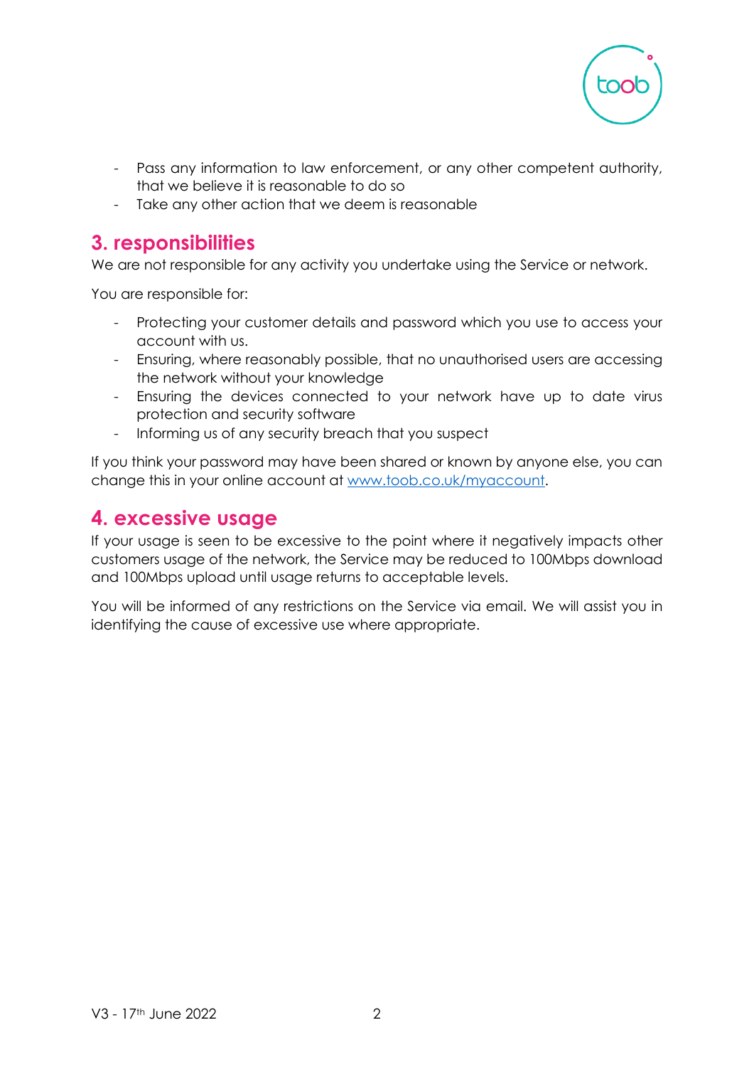- Pass any information to law enforcement, or any other competent authority, that we believe it is reasonable to do so
- Take any other action that we deem is reasonable

## 3. responsibilities

We are not responsible for any activity you undertake using the Service or network.

You are responsible for:

- Protecting your customer details and password which you use to access your account with us.
- Ensuring, where reasonably possible, that no unauthorised users are accessing the network without your knowledge
- Ensuring the devices connected to your network have up to date virus protection and security software
- Informing us of any security breach that you suspect

If you think your password may have been shared or known by anyone else, you can change this in your online account at [www.toob.co.uk/myaccount](www.toob.co.uk/myaccount).

## 4. excessive usage

If your usage is seen to be excessive to the point where it negatively impacts other customers usage of the network, the Service may be reduced to 100Mbps download and 100Mbps upload until usage returns to acceptable levels.

You will be informed of any restrictions on the Service via email. We will assist you in identifying the cause of excessive use where appropriate.